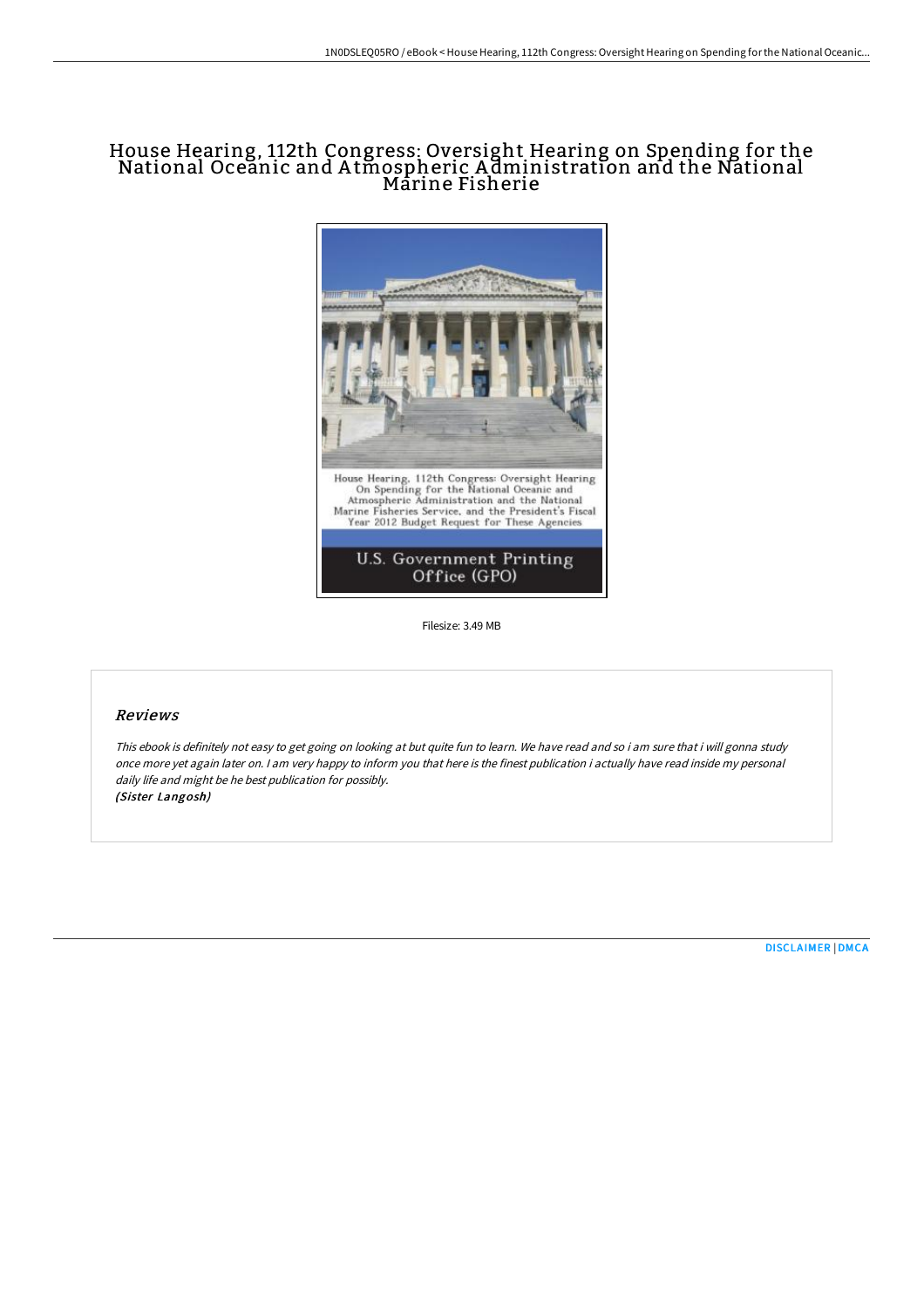# House Hearing, 112th Congress: Oversight Hearing on Spending for the National Oceanic and Atmospheric Administration and the National Marine Fisherie

House Hearing, 112th Congress: Oversight Hearing On Spending for the National Oceanic and Atmospheric Administration and the National Marine Fisheries Service, and the President's Fiscal Year 2012 Budget Request for These Agencies

U.S. Government Printing Office (GPO)

Filesize: 3.49 MB

## Reviews

*This ebook is definitely not easy to get going on looking at but quite fun to learn. We have read and so i am sure that i will gonna study once more yet again later on. I am very happy to inform you that here is the finest publication i actually have read inside my personal daily life and might be he best publication for possibly.*
*(Sister Langosh)*

DISCLAIMER | DMCA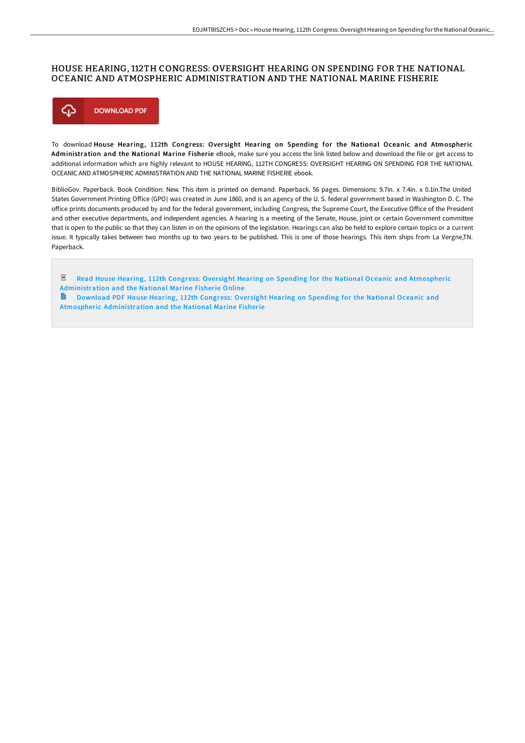# HOUSE HEARING, 112TH CONGRESS: OVERSIGHT HEARING ON SPENDING FOR THE NATIONAL OCEANIC AND ATMOSPHERIC ADMINISTRATION AND THE NATIONAL MARINE FISHERIE

DOWNLOAD PDF

To download **House Hearing, 112th Congress: Oversight Hearing on Spending for the National Oceanic and Atmospheric Administration and the National Marine Fisherie** eBook, make sure you access the link listed below and download the file or get access to additional information which are highly relevant to HOUSE HEARING, 112TH CONGRESS: OVERSIGHT HEARING ON SPENDING FOR THE NATIONAL OCEANIC AND ATMOSPHERIC ADMINISTRATION AND THE NATIONAL MARINE FISHERIE ebook.

BiblioGov. Paperback. Book Condition: New. This item is printed on demand. Paperback. 56 pages. Dimensions: 9.7in. x 7.4in. x 0.1in.The United States Government Printing Office (GPO) was created in June 1860, and is an agency of the U. S. federal government based in Washington D. C. The office prints documents produced by and for the federal government, including Congress, the Supreme Court, the Executive Office of the President and other executive departments, and independent agencies. A hearing is a meeting of the Senate, House, joint or certain Government committee that is open to the public so that they can listen in on the opinions of the legislation. Hearings can also be held to explore certain topics or a current issue. It typically takes between two months up to two years to be published. This is one of those hearings. This item ships from La Vergne,TN. Paperback.

Read House Hearing, 112th Congress: Oversight Hearing on Spending for the National Oceanic and Atmospheric Administration and the National Marine Fisherie Online

Download PDF House Hearing, 112th Congress: Oversight Hearing on Spending for the National Oceanic and Atmospheric Administration and the National Marine Fisherie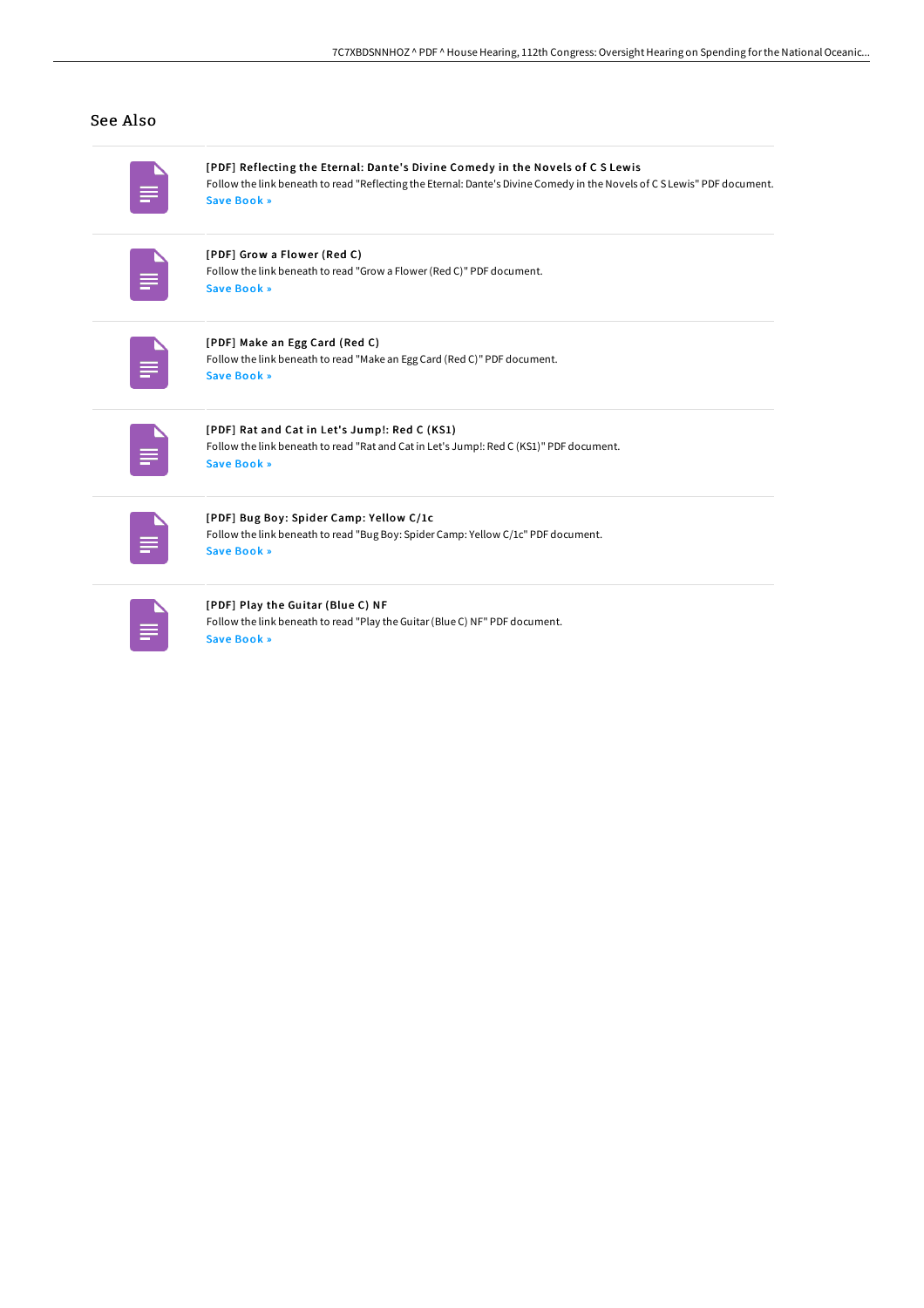## See Also

[PDF] Reflecting the Eternal: Dante's Divine Comedy in the Novels of C S Lewis
Follow the link beneath to read "Reflecting the Eternal: Dante's Divine Comedy in the Novels of C S Lewis" PDF document.
Save Book »

[PDF] Grow a Flower (Red C)
Follow the link beneath to read "Grow a Flower (Red C)" PDF document.
Save Book »

[PDF] Make an Egg Card (Red C)
Follow the link beneath to read "Make an Egg Card (Red C)" PDF document.
Save Book »

[PDF] Rat and Cat in Let's Jump!: Red C (KS1)
Follow the link beneath to read "Rat and Cat in Let's Jump!: Red C (KS1)" PDF document.
Save Book »

[PDF] Bug Boy: Spider Camp: Yellow C/1c
Follow the link beneath to read "Bug Boy: Spider Camp: Yellow C/1c" PDF document.
Save Book »

[PDF] Play the Guitar (Blue C) NF
Follow the link beneath to read "Play the Guitar (Blue C) NF" PDF document.
Save Book »